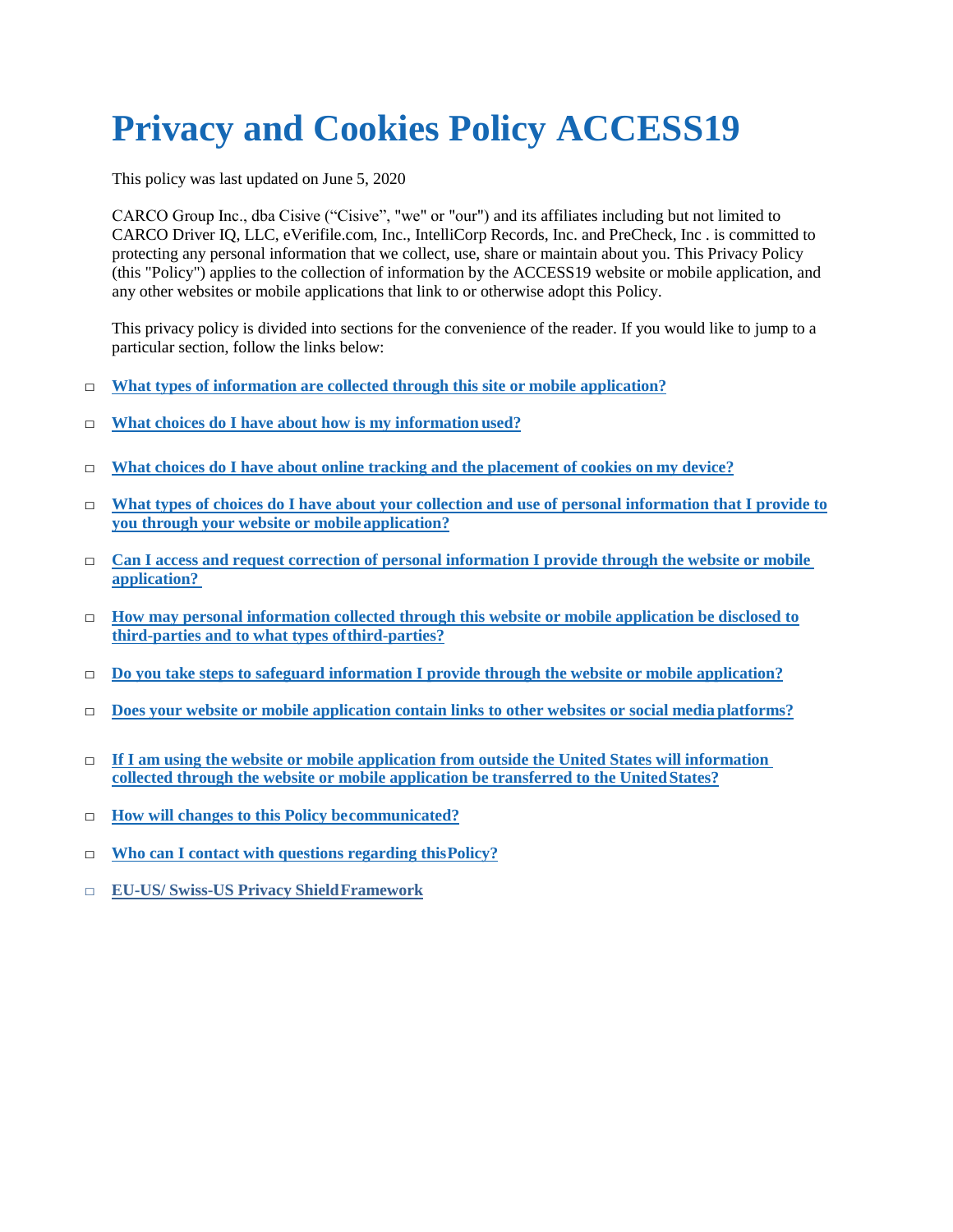# Privacy and Cookies Policy ACCESS19

This policy was last updated on June 5, 2020

CARCO Group Inc., dba Cisive ("Cisive", "we" or "our") and its affiliates including but not limited to CARCO Driver IQ, LLC, eVerifile.com, Inc., IntelliCorp Records, Inc. and PreCheck, Inc . is committed to protecting any personal information that we collect, use, share or maintain about you. This Privacy Policy (this "Policy") applies to the collection of information by the ACCESS19 website or mobile application, and any other websites or mobile applications that link to or otherwise adopt this Policy.

This privacy policy is divided into sections for the convenience of the reader. If you would like to jump to a particular section, follow the links below:

- **What types of information are collected through this site or mobile application?**
- **What choices do I have about how is my information used?**
- **What choices do I have about online tracking and the placement of cookies on my device?**
- **What types of choices do I have about your collection and use of personal information that I provide to you through your website or mobile application?**
- **Can I access and request correction of personal information I provide through the website or mobile application?**
- **How may personal information collected through this website or mobile application be disclosed to third-parties and to what types of third-parties?**
- **Do you take steps to safeguard information I provide through the website or mobile application?**
- **Does your website or mobile application contain links to other websites or social media platforms?**
- **If I am using the website or mobile application from outside the United States will information collected through the website or mobile application be transferred to the United States?**
- **How will changes to this Policy be communicated?**
- **Who can I contact with questions regarding this Policy?**
- **EU-US/ Swiss-US Privacy Shield Framework**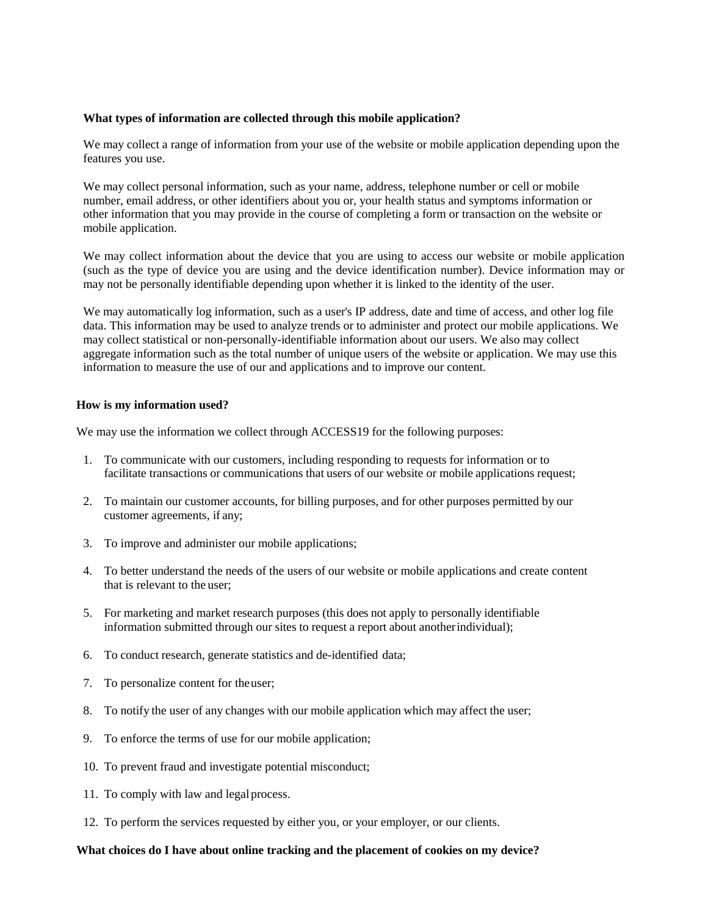**What types of information are collected through this mobile application?**

We may collect a range of information from your use of the website or mobile application depending upon the features you use.

We may collect personal information, such as your name, address, telephone number or cell or mobile number, email address, or other identifiers about you or, your health status and symptoms information or other information that you may provide in the course of completing a form or transaction on the website or mobile application.

We may collect information about the device that you are using to access our website or mobile application (such as the type of device you are using and the device identification number). Device information may or may not be personally identifiable depending upon whether it is linked to the identity of the user.

We may automatically log information, such as a user's IP address, date and time of access, and other log file data. This information may be used to analyze trends or to administer and protect our mobile applications. We may collect statistical or non-personally-identifiable information about our users. We also may collect aggregate information such as the total number of unique users of the website or application. We may use this information to measure the use of our and applications and to improve our content.

**How is my information used?**

We may use the information we collect through ACCESS19 for the following purposes:

1. To communicate with our customers, including responding to requests for information or to facilitate transactions or communications that users of our website or mobile applications request;
2. To maintain our customer accounts, for billing purposes, and for other purposes permitted by our customer agreements, if any;
3. To improve and administer our mobile applications;
4. To better understand the needs of the users of our website or mobile applications and create content that is relevant to the user;
5. For marketing and market research purposes (this does not apply to personally identifiable information submitted through our sites to request a report about another individual);
6. To conduct research, generate statistics and de-identified data;
7. To personalize content for the user;
8. To notify the user of any changes with our mobile application which may affect the user;
9. To enforce the terms of use for our mobile application;
10. To prevent fraud and investigate potential misconduct;
11. To comply with law and legal process.
12. To perform the services requested by either you, or your employer, or our clients.

**What choices do I have about online tracking and the placement of cookies on my device?**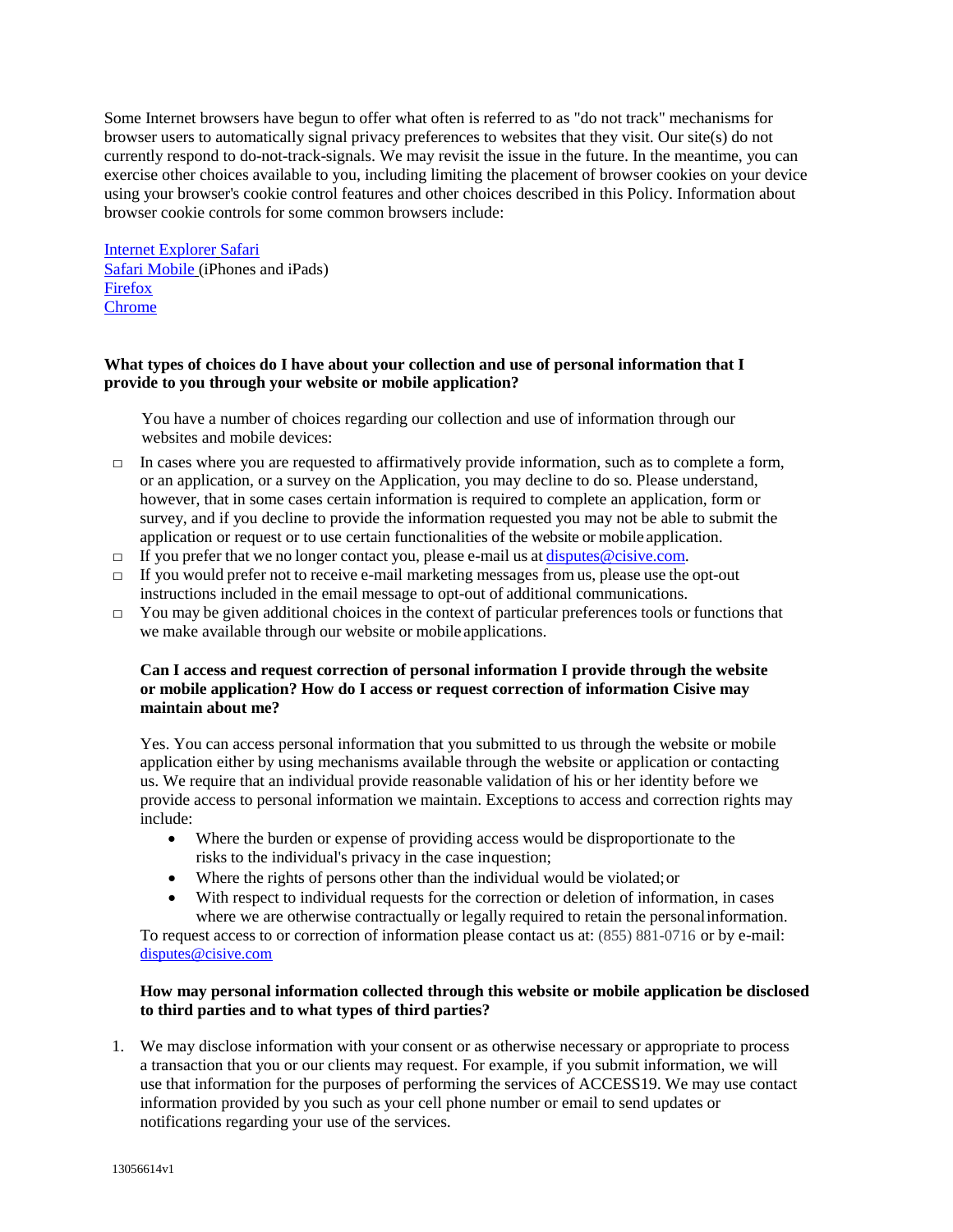Some Internet browsers have begun to offer what often is referred to as "do not track" mechanisms for browser users to automatically signal privacy preferences to websites that they visit. Our site(s) do not currently respond to do-not-track-signals. We may revisit the issue in the future. In the meantime, you can exercise other choices available to you, including limiting the placement of browser cookies on your device using your browser's cookie control features and other choices described in this Policy. Information about browser cookie controls for some common browsers include:

Internet Explorer Safari
Safari Mobile (iPhones and iPads)
Firefox
Chrome

**What types of choices do I have about your collection and use of personal information that I provide to you through your website or mobile application?**

You have a number of choices regarding our collection and use of information through our websites and mobile devices:

- In cases where you are requested to affirmatively provide information, such as to complete a form, or an application, or a survey on the Application, you may decline to do so. Please understand, however, that in some cases certain information is required to complete an application, form or survey, and if you decline to provide the information requested you may not be able to submit the application or request or to use certain functionalities of the website or mobile application.
- If you prefer that we no longer contact you, please e-mail us at disputes@cisive.com.
- If you would prefer not to receive e-mail marketing messages from us, please use the opt-out instructions included in the email message to opt-out of additional communications.
- You may be given additional choices in the context of particular preferences tools or functions that we make available through our website or mobile applications.

**Can I access and request correction of personal information I provide through the website or mobile application? How do I access or request correction of information Cisive may maintain about me?**

Yes. You can access personal information that you submitted to us through the website or mobile application either by using mechanisms available through the website or application or contacting us. We require that an individual provide reasonable validation of his or her identity before we provide access to personal information we maintain. Exceptions to access and correction rights may include:

- Where the burden or expense of providing access would be disproportionate to the risks to the individual's privacy in the case inquestion;
- Where the rights of persons other than the individual would be violated; or
- With respect to individual requests for the correction or deletion of information, in cases where we are otherwise contractually or legally required to retain the personal information.

To request access to or correction of information please contact us at: (855) 881-0716 or by e-mail: disputes@cisive.com

**How may personal information collected through this website or mobile application be disclosed to third parties and to what types of third parties?**

1. We may disclose information with your consent or as otherwise necessary or appropriate to process a transaction that you or our clients may request. For example, if you submit information, we will use that information for the purposes of performing the services of ACCESS19. We may use contact information provided by you such as your cell phone number or email to send updates or notifications regarding your use of the services.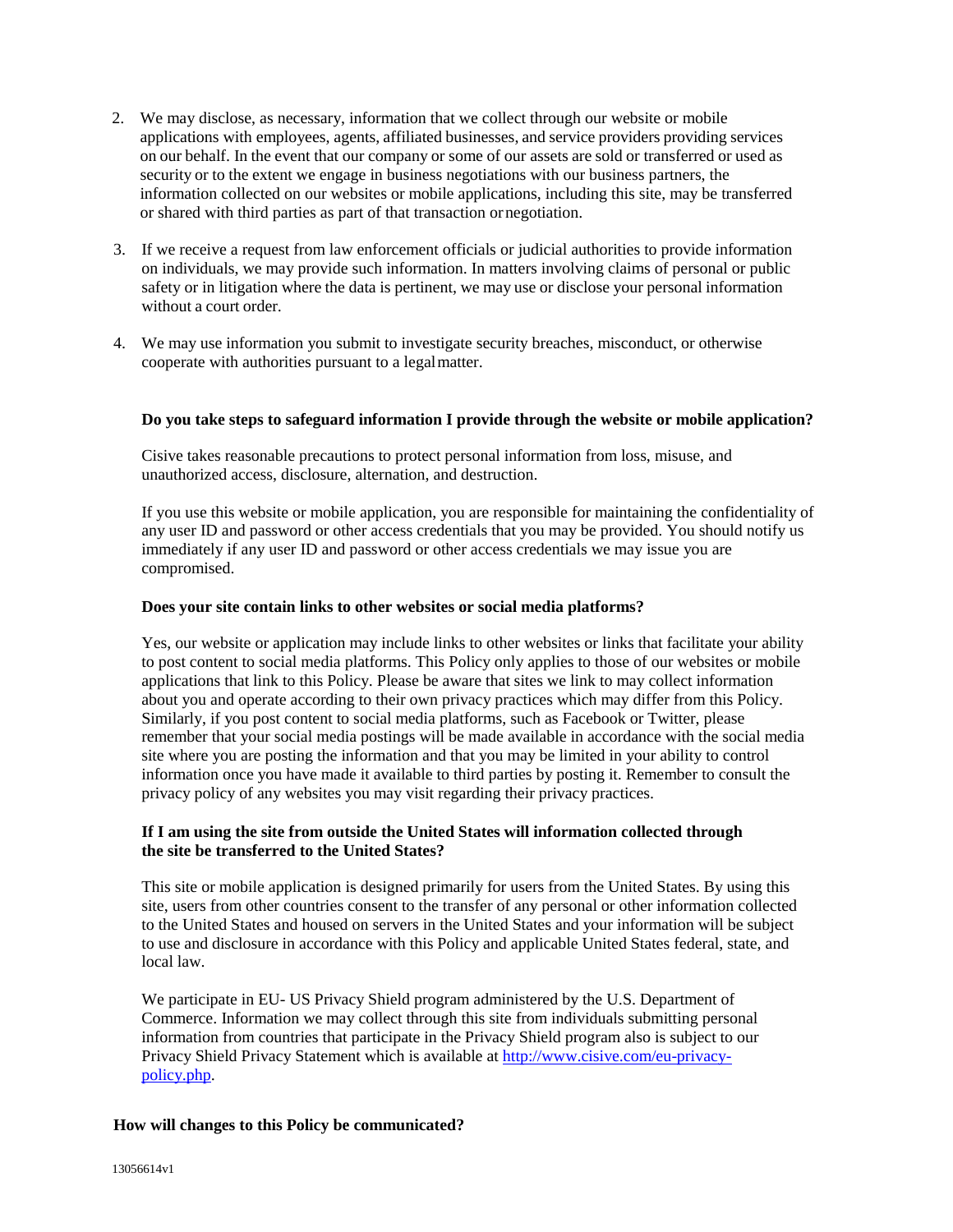2. We may disclose, as necessary, information that we collect through our website or mobile applications with employees, agents, affiliated businesses, and service providers providing services on our behalf. In the event that our company or some of our assets are sold or transferred or used as security or to the extent we engage in business negotiations with our business partners, the information collected on our websites or mobile applications, including this site, may be transferred or shared with third parties as part of that transaction or negotiation.

3. If we receive a request from law enforcement officials or judicial authorities to provide information on individuals, we may provide such information. In matters involving claims of personal or public safety or in litigation where the data is pertinent, we may use or disclose your personal information without a court order.

4. We may use information you submit to investigate security breaches, misconduct, or otherwise cooperate with authorities pursuant to a legal matter.

**Do you take steps to safeguard information I provide through the website or mobile application?**

Cisive takes reasonable precautions to protect personal information from loss, misuse, and unauthorized access, disclosure, alternation, and destruction.

If you use this website or mobile application, you are responsible for maintaining the confidentiality of any user ID and password or other access credentials that you may be provided. You should notify us immediately if any user ID and password or other access credentials we may issue you are compromised.

**Does your site contain links to other websites or social media platforms?**

Yes, our website or application may include links to other websites or links that facilitate your ability to post content to social media platforms. This Policy only applies to those of our websites or mobile applications that link to this Policy. Please be aware that sites we link to may collect information about you and operate according to their own privacy practices which may differ from this Policy. Similarly, if you post content to social media platforms, such as Facebook or Twitter, please remember that your social media postings will be made available in accordance with the social media site where you are posting the information and that you may be limited in your ability to control information once you have made it available to third parties by posting it. Remember to consult the privacy policy of any websites you may visit regarding their privacy practices.

**If I am using the site from outside the United States will information collected through the site be transferred to the United States?**

This site or mobile application is designed primarily for users from the United States. By using this site, users from other countries consent to the transfer of any personal or other information collected to the United States and housed on servers in the United States and your information will be subject to use and disclosure in accordance with this Policy and applicable United States federal, state, and local law.

We participate in EU- US Privacy Shield program administered by the U.S. Department of Commerce. Information we may collect through this site from individuals submitting personal information from countries that participate in the Privacy Shield program also is subject to our Privacy Shield Privacy Statement which is available at [http://www.cisive.com/eu-privacy-policy.php](http://www.cisive.com/eu-privacy-policy.php).

**How will changes to this Policy be communicated?**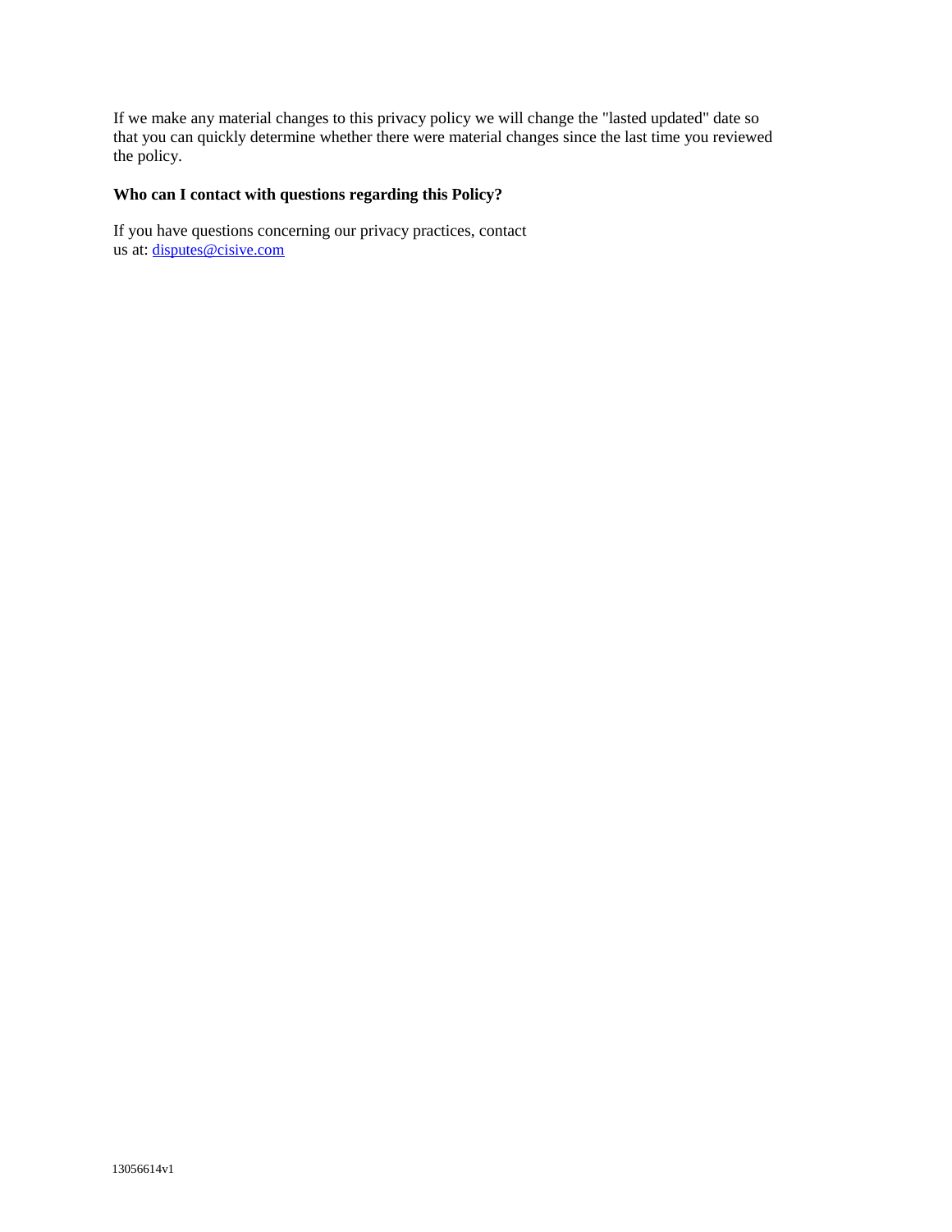If we make any material changes to this privacy policy we will change the "lasted updated" date so that you can quickly determine whether there were material changes since the last time you reviewed the policy.

**Who can I contact with questions regarding this Policy?**

If you have questions concerning our privacy practices, contact us at: [disputes@cisive.com](mailto:disputes@cisive.com)

13056614v1